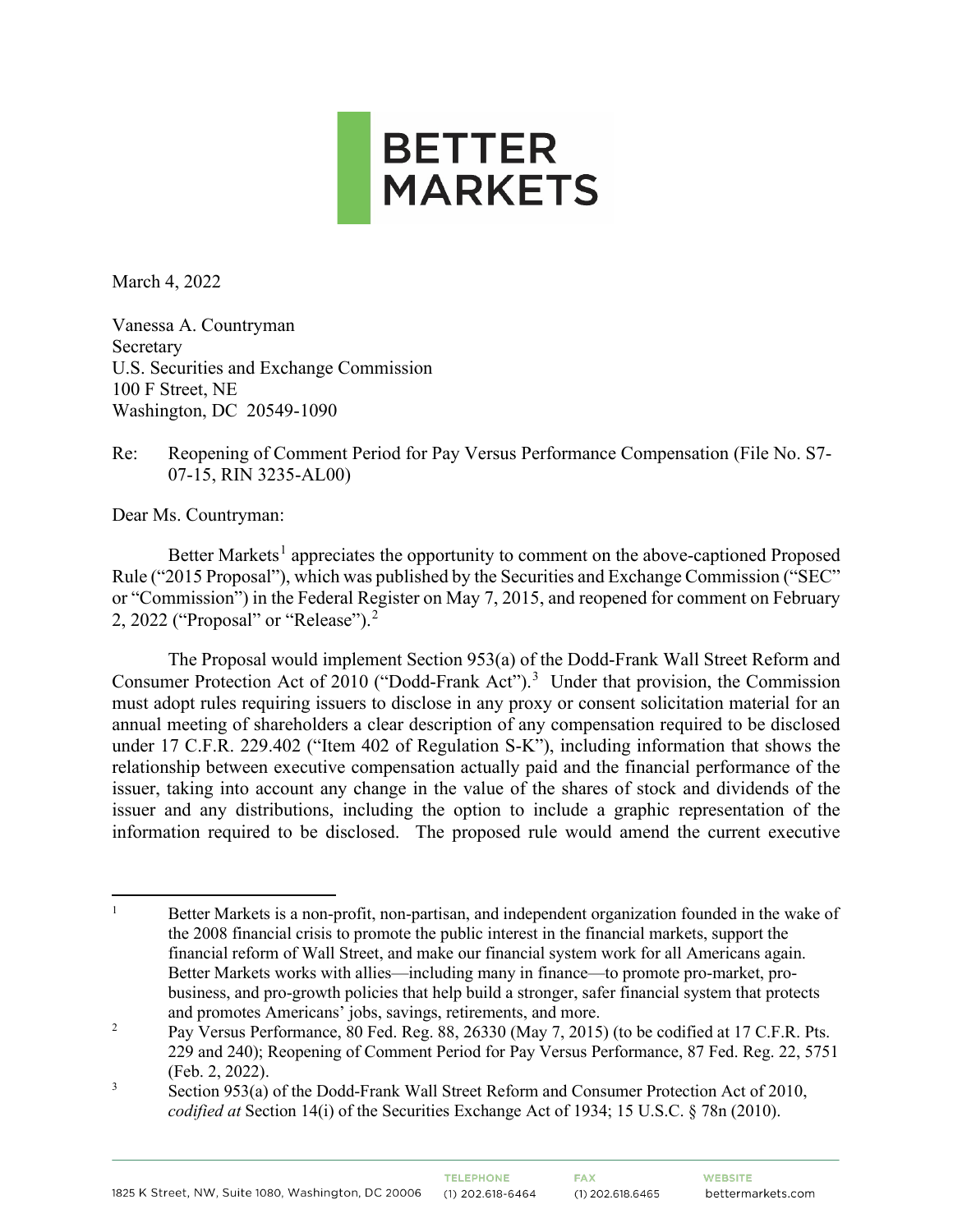# BETTER MARKETS

March 4, 2022

Vanessa A. Countryman
Secretary
U.S. Securities and Exchange Commission
100 F Street, NE
Washington, DC 20549-1090

Re: Reopening of Comment Period for Pay Versus Performance Compensation (File No. S7-07-15, RIN 3235-AL00)

Dear Ms. Countryman:

Better Markets[1] appreciates the opportunity to comment on the above-captioned Proposed Rule ("2015 Proposal"), which was published by the Securities and Exchange Commission ("SEC" or "Commission") in the Federal Register on May 7, 2015, and reopened for comment on February 2, 2022 ("Proposal" or "Release").[2]

The Proposal would implement Section 953(a) of the Dodd-Frank Wall Street Reform and Consumer Protection Act of 2010 ("Dodd-Frank Act").[3] Under that provision, the Commission must adopt rules requiring issuers to disclose in any proxy or consent solicitation material for an annual meeting of shareholders a clear description of any compensation required to be disclosed under 17 C.F.R. 229.402 ("Item 402 of Regulation S-K"), including information that shows the relationship between executive compensation actually paid and the financial performance of the issuer, taking into account any change in the value of the shares of stock and dividends of the issuer and any distributions, including the option to include a graphic representation of the information required to be disclosed. The proposed rule would amend the current executive

---

[1] Better Markets is a non-profit, non-partisan, and independent organization founded in the wake of the 2008 financial crisis to promote the public interest in the financial markets, support the financial reform of Wall Street, and make our financial system work for all Americans again. Better Markets works with allies—including many in finance—to promote pro-market, pro-business, and pro-growth policies that help build a stronger, safer financial system that protects and promotes Americans' jobs, savings, retirements, and more.

[2] Pay Versus Performance, 80 Fed. Reg. 88, 26330 (May 7, 2015) (to be codified at 17 C.F.R. Pts. 229 and 240); Reopening of Comment Period for Pay Versus Performance, 87 Fed. Reg. 22, 5751 (Feb. 2, 2022).

[3] Section 953(a) of the Dodd-Frank Wall Street Reform and Consumer Protection Act of 2010, *codified at* Section 14(i) of the Securities Exchange Act of 1934; 15 U.S.C. § 78n (2010).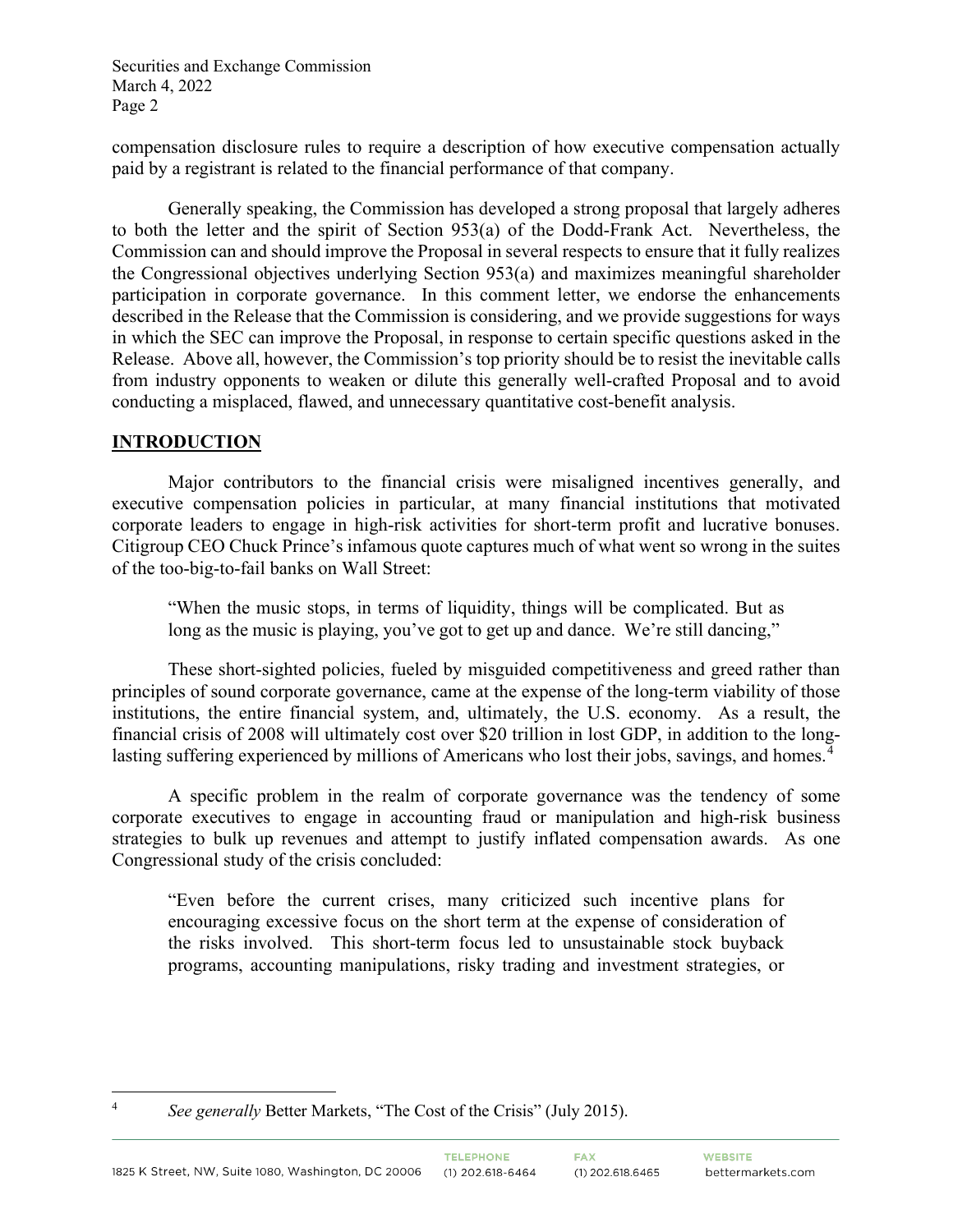compensation disclosure rules to require a description of how executive compensation actually paid by a registrant is related to the financial performance of that company.

Generally speaking, the Commission has developed a strong proposal that largely adheres to both the letter and the spirit of Section 953(a) of the Dodd-Frank Act. Nevertheless, the Commission can and should improve the Proposal in several respects to ensure that it fully realizes the Congressional objectives underlying Section 953(a) and maximizes meaningful shareholder participation in corporate governance. In this comment letter, we endorse the enhancements described in the Release that the Commission is considering, and we provide suggestions for ways in which the SEC can improve the Proposal, in response to certain specific questions asked in the Release. Above all, however, the Commission's top priority should be to resist the inevitable calls from industry opponents to weaken or dilute this generally well-crafted Proposal and to avoid conducting a misplaced, flawed, and unnecessary quantitative cost-benefit analysis.

## INTRODUCTION

Major contributors to the financial crisis were misaligned incentives generally, and executive compensation policies in particular, at many financial institutions that motivated corporate leaders to engage in high-risk activities for short-term profit and lucrative bonuses. Citigroup CEO Chuck Prince's infamous quote captures much of what went so wrong in the suites of the too-big-to-fail banks on Wall Street:

> "When the music stops, in terms of liquidity, things will be complicated. But as long as the music is playing, you've got to get up and dance. We're still dancing,"

These short-sighted policies, fueled by misguided competitiveness and greed rather than principles of sound corporate governance, came at the expense of the long-term viability of those institutions, the entire financial system, and, ultimately, the U.S. economy. As a result, the financial crisis of 2008 will ultimately cost over $20 trillion in lost GDP, in addition to the long-lasting suffering experienced by millions of Americans who lost their jobs, savings, and homes.[4]

A specific problem in the realm of corporate governance was the tendency of some corporate executives to engage in accounting fraud or manipulation and high-risk business strategies to bulk up revenues and attempt to justify inflated compensation awards. As one Congressional study of the crisis concluded:

> "Even before the current crises, many criticized such incentive plans for encouraging excessive focus on the short term at the expense of consideration of the risks involved. This short-term focus led to unsustainable stock buyback programs, accounting manipulations, risky trading and investment strategies, or

[4] *See generally* Better Markets, "The Cost of the Crisis" (July 2015).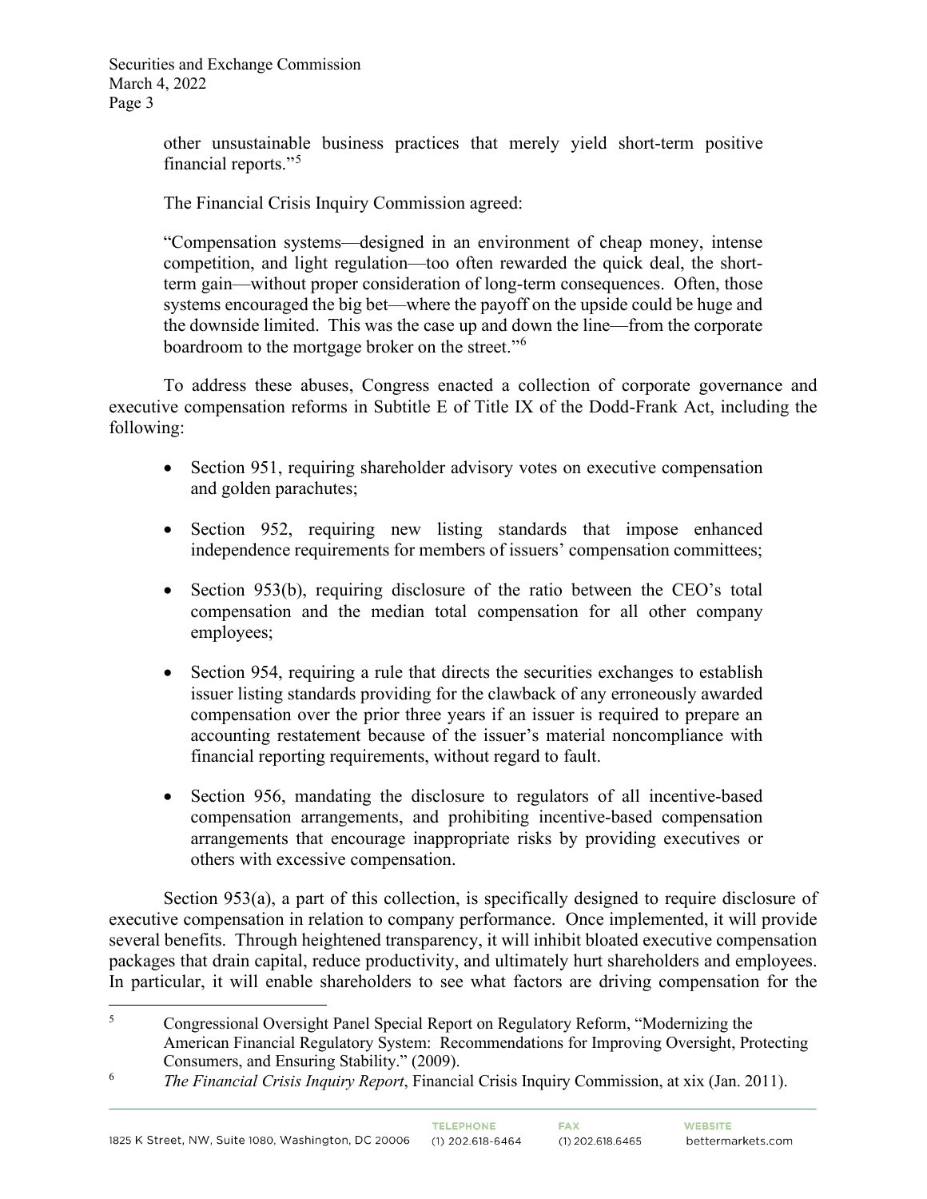other unsustainable business practices that merely yield short-term positive financial reports."[5]

The Financial Crisis Inquiry Commission agreed:

"Compensation systems—designed in an environment of cheap money, intense competition, and light regulation—too often rewarded the quick deal, the short-term gain—without proper consideration of long-term consequences. Often, those systems encouraged the big bet—where the payoff on the upside could be huge and the downside limited. This was the case up and down the line—from the corporate boardroom to the mortgage broker on the street."[6]

To address these abuses, Congress enacted a collection of corporate governance and executive compensation reforms in Subtitle E of Title IX of the Dodd-Frank Act, including the following:

- Section 951, requiring shareholder advisory votes on executive compensation and golden parachutes;
- Section 952, requiring new listing standards that impose enhanced independence requirements for members of issuers' compensation committees;
- Section 953(b), requiring disclosure of the ratio between the CEO's total compensation and the median total compensation for all other company employees;
- Section 954, requiring a rule that directs the securities exchanges to establish issuer listing standards providing for the clawback of any erroneously awarded compensation over the prior three years if an issuer is required to prepare an accounting restatement because of the issuer's material noncompliance with financial reporting requirements, without regard to fault.
- Section 956, mandating the disclosure to regulators of all incentive-based compensation arrangements, and prohibiting incentive-based compensation arrangements that encourage inappropriate risks by providing executives or others with excessive compensation.

Section 953(a), a part of this collection, is specifically designed to require disclosure of executive compensation in relation to company performance. Once implemented, it will provide several benefits. Through heightened transparency, it will inhibit bloated executive compensation packages that drain capital, reduce productivity, and ultimately hurt shareholders and employees. In particular, it will enable shareholders to see what factors are driving compensation for the

---

[5] Congressional Oversight Panel Special Report on Regulatory Reform, "Modernizing the American Financial Regulatory System: Recommendations for Improving Oversight, Protecting Consumers, and Ensuring Stability." (2009).

[6] *The Financial Crisis Inquiry Report*, Financial Crisis Inquiry Commission, at xix (Jan. 2011).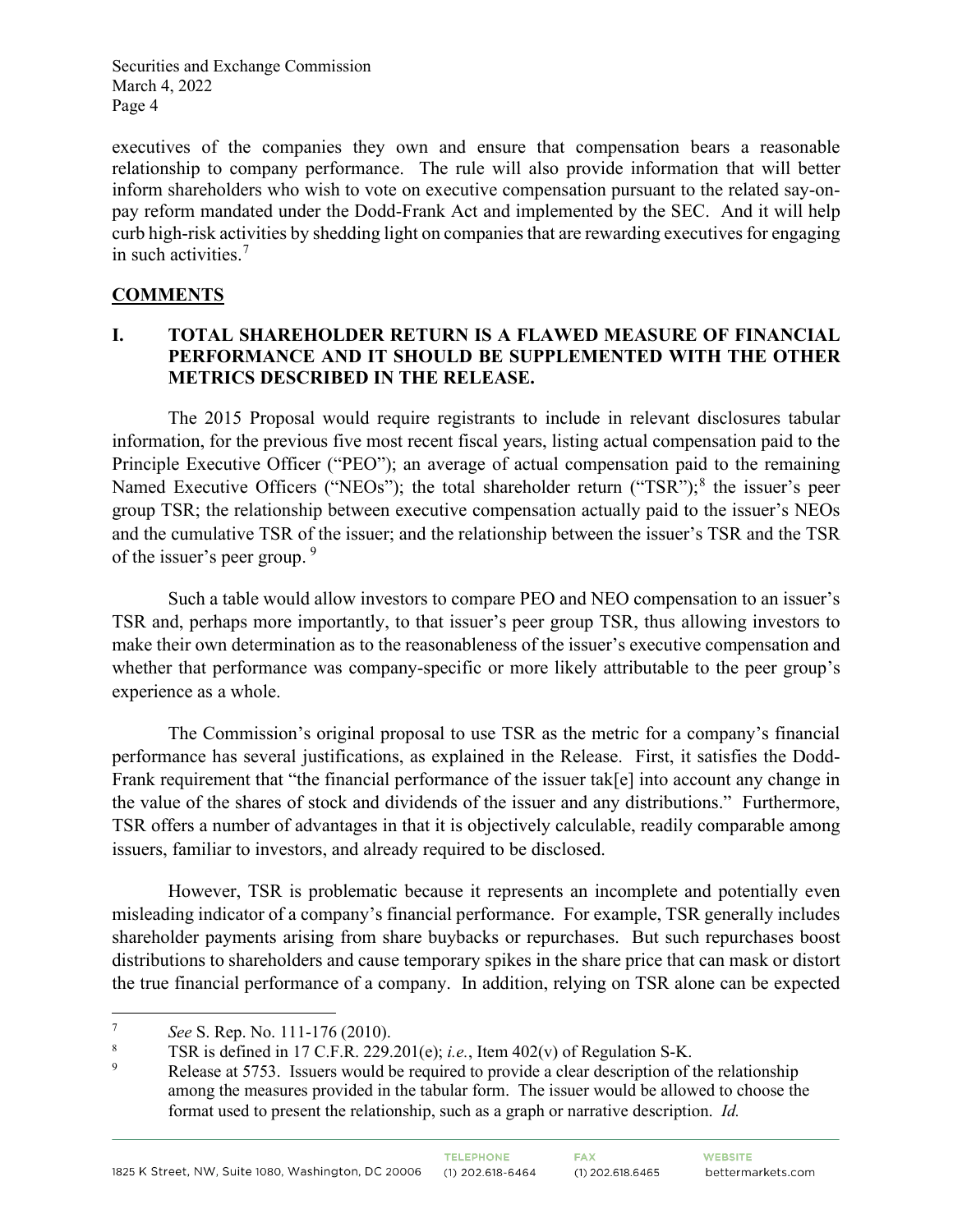executives of the companies they own and ensure that compensation bears a reasonable relationship to company performance. The rule will also provide information that will better inform shareholders who wish to vote on executive compensation pursuant to the related say-on-pay reform mandated under the Dodd-Frank Act and implemented by the SEC. And it will help curb high-risk activities by shedding light on companies that are rewarding executives for engaging in such activities.[7]

## COMMENTS

### I. TOTAL SHAREHOLDER RETURN IS A FLAWED MEASURE OF FINANCIAL PERFORMANCE AND IT SHOULD BE SUPPLEMENTED WITH THE OTHER METRICS DESCRIBED IN THE RELEASE.

The 2015 Proposal would require registrants to include in relevant disclosures tabular information, for the previous five most recent fiscal years, listing actual compensation paid to the Principle Executive Officer ("PEO"); an average of actual compensation paid to the remaining Named Executive Officers ("NEOs"); the total shareholder return ("TSR");[8] the issuer's peer group TSR; the relationship between executive compensation actually paid to the issuer's NEOs and the cumulative TSR of the issuer; and the relationship between the issuer's TSR and the TSR of the issuer's peer group.[9]

Such a table would allow investors to compare PEO and NEO compensation to an issuer's TSR and, perhaps more importantly, to that issuer's peer group TSR, thus allowing investors to make their own determination as to the reasonableness of the issuer's executive compensation and whether that performance was company-specific or more likely attributable to the peer group's experience as a whole.

The Commission's original proposal to use TSR as the metric for a company's financial performance has several justifications, as explained in the Release. First, it satisfies the Dodd-Frank requirement that "the financial performance of the issuer tak[e] into account any change in the value of the shares of stock and dividends of the issuer and any distributions." Furthermore, TSR offers a number of advantages in that it is objectively calculable, readily comparable among issuers, familiar to investors, and already required to be disclosed.

However, TSR is problematic because it represents an incomplete and potentially even misleading indicator of a company's financial performance. For example, TSR generally includes shareholder payments arising from share buybacks or repurchases. But such repurchases boost distributions to shareholders and cause temporary spikes in the share price that can mask or distort the true financial performance of a company. In addition, relying on TSR alone can be expected

---

[7] *See* S. Rep. No. 111-176 (2010).

[8] TSR is defined in 17 C.F.R. 229.201(e); *i.e.*, Item 402(v) of Regulation S-K.

[9] Release at 5753. Issuers would be required to provide a clear description of the relationship among the measures provided in the tabular form. The issuer would be allowed to choose the format used to present the relationship, such as a graph or narrative description. *Id.*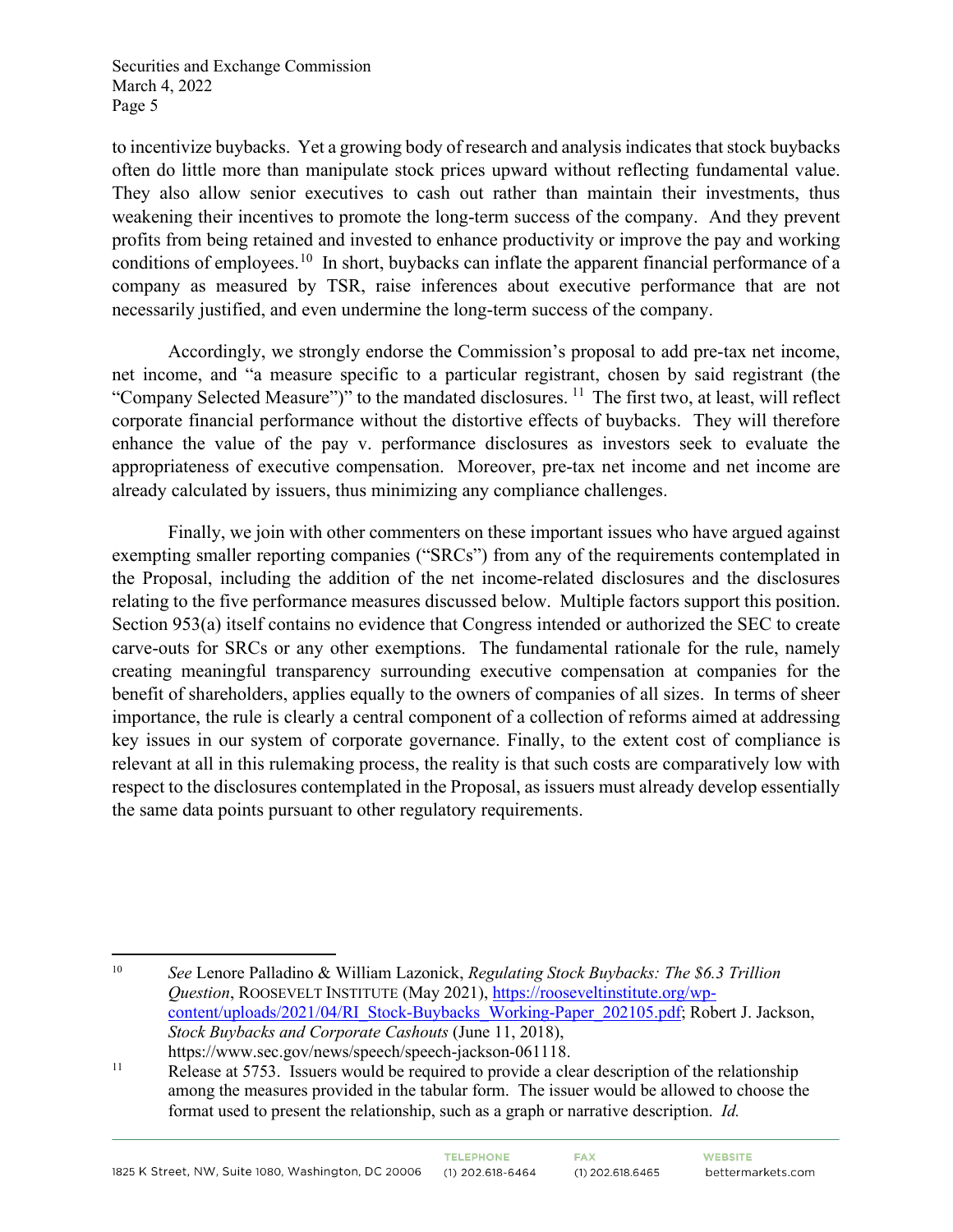to incentivize buybacks. Yet a growing body of research and analysis indicates that stock buybacks often do little more than manipulate stock prices upward without reflecting fundamental value. They also allow senior executives to cash out rather than maintain their investments, thus weakening their incentives to promote the long-term success of the company. And they prevent profits from being retained and invested to enhance productivity or improve the pay and working conditions of employees.[10] In short, buybacks can inflate the apparent financial performance of a company as measured by TSR, raise inferences about executive performance that are not necessarily justified, and even undermine the long-term success of the company.

Accordingly, we strongly endorse the Commission's proposal to add pre-tax net income, net income, and "a measure specific to a particular registrant, chosen by said registrant (the "Company Selected Measure")" to the mandated disclosures.[11] The first two, at least, will reflect corporate financial performance without the distortive effects of buybacks. They will therefore enhance the value of the pay v. performance disclosures as investors seek to evaluate the appropriateness of executive compensation. Moreover, pre-tax net income and net income are already calculated by issuers, thus minimizing any compliance challenges.

Finally, we join with other commenters on these important issues who have argued against exempting smaller reporting companies ("SRCs") from any of the requirements contemplated in the Proposal, including the addition of the net income-related disclosures and the disclosures relating to the five performance measures discussed below. Multiple factors support this position. Section 953(a) itself contains no evidence that Congress intended or authorized the SEC to create carve-outs for SRCs or any other exemptions. The fundamental rationale for the rule, namely creating meaningful transparency surrounding executive compensation at companies for the benefit of shareholders, applies equally to the owners of companies of all sizes. In terms of sheer importance, the rule is clearly a central component of a collection of reforms aimed at addressing key issues in our system of corporate governance. Finally, to the extent cost of compliance is relevant at all in this rulemaking process, the reality is that such costs are comparatively low with respect to the disclosures contemplated in the Proposal, as issuers must already develop essentially the same data points pursuant to other regulatory requirements.

---

[10] *See* Lenore Palladino & William Lazonick, *Regulating Stock Buybacks: The $6.3 Trillion Question*, ROOSEVELT INSTITUTE (May 2021), https://rooseveltinstitute.org/wp-content/uploads/2021/04/RI_Stock-Buybacks_Working-Paper_202105.pdf; Robert J. Jackson, *Stock Buybacks and Corporate Cashouts* (June 11, 2018), https://www.sec.gov/news/speech/speech-jackson-061118.

[11] Release at 5753. Issuers would be required to provide a clear description of the relationship among the measures provided in the tabular form. The issuer would be allowed to choose the format used to present the relationship, such as a graph or narrative description. *Id.*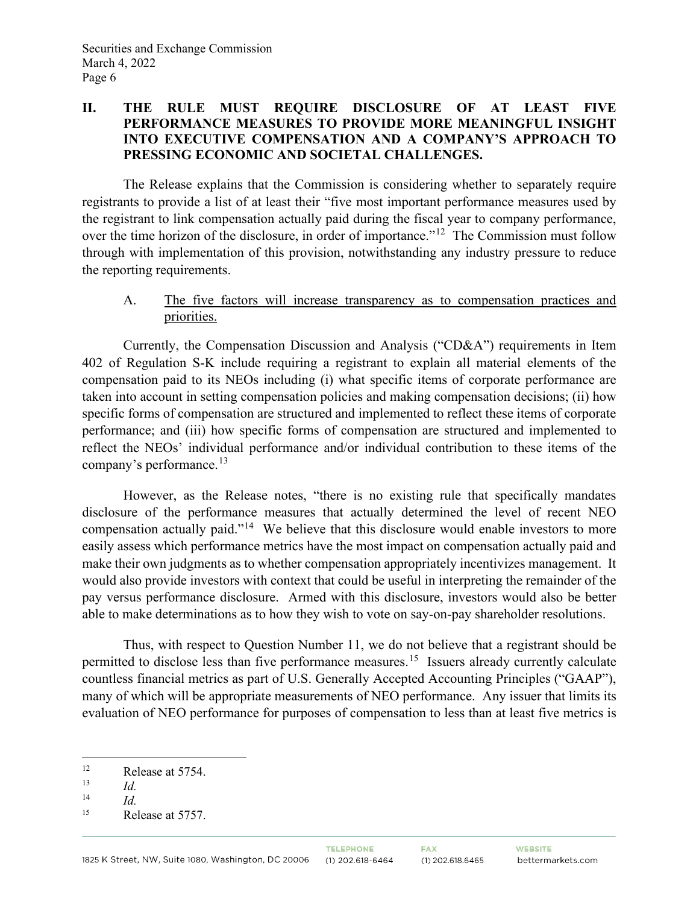## II. THE RULE MUST REQUIRE DISCLOSURE OF AT LEAST FIVE PERFORMANCE MEASURES TO PROVIDE MORE MEANINGFUL INSIGHT INTO EXECUTIVE COMPENSATION AND A COMPANY'S APPROACH TO PRESSING ECONOMIC AND SOCIETAL CHALLENGES.

The Release explains that the Commission is considering whether to separately require registrants to provide a list of at least their "five most important performance measures used by the registrant to link compensation actually paid during the fiscal year to company performance, over the time horizon of the disclosure, in order of importance."[12] The Commission must follow through with implementation of this provision, notwithstanding any industry pressure to reduce the reporting requirements.

### A. The five factors will increase transparency as to compensation practices and priorities.

Currently, the Compensation Discussion and Analysis ("CD&A") requirements in Item 402 of Regulation S-K include requiring a registrant to explain all material elements of the compensation paid to its NEOs including (i) what specific items of corporate performance are taken into account in setting compensation policies and making compensation decisions; (ii) how specific forms of compensation are structured and implemented to reflect these items of corporate performance; and (iii) how specific forms of compensation are structured and implemented to reflect the NEOs' individual performance and/or individual contribution to these items of the company's performance.[13]

However, as the Release notes, "there is no existing rule that specifically mandates disclosure of the performance measures that actually determined the level of recent NEO compensation actually paid."[14] We believe that this disclosure would enable investors to more easily assess which performance metrics have the most impact on compensation actually paid and make their own judgments as to whether compensation appropriately incentivizes management. It would also provide investors with context that could be useful in interpreting the remainder of the pay versus performance disclosure. Armed with this disclosure, investors would also be better able to make determinations as to how they wish to vote on say-on-pay shareholder resolutions.

Thus, with respect to Question Number 11, we do not believe that a registrant should be permitted to disclose less than five performance measures.[15] Issuers already currently calculate countless financial metrics as part of U.S. Generally Accepted Accounting Principles ("GAAP"), many of which will be appropriate measurements of NEO performance. Any issuer that limits its evaluation of NEO performance for purposes of compensation to less than at least five metrics is

---

[12] Release at 5754.

[13] *Id.*

[14] *Id.*

[15] Release at 5757.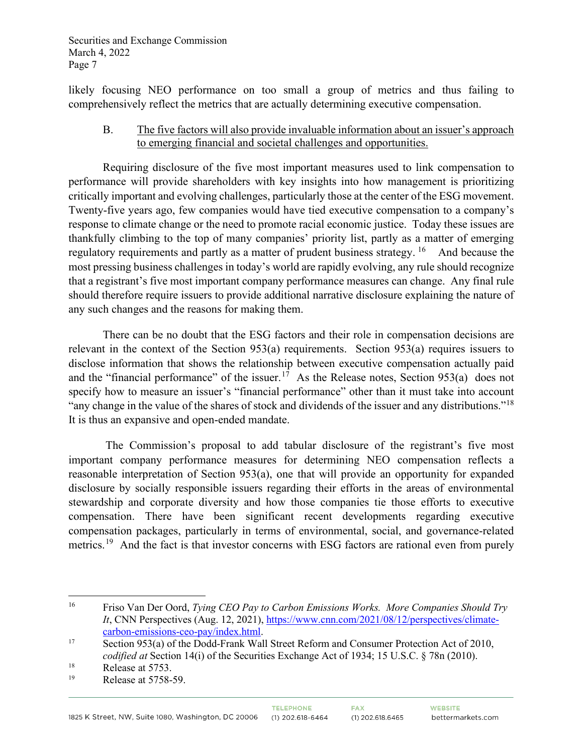likely focusing NEO performance on too small a group of metrics and thus failing to comprehensively reflect the metrics that are actually determining executive compensation.

### B. The five factors will also provide invaluable information about an issuer's approach to emerging financial and societal challenges and opportunities.

Requiring disclosure of the five most important measures used to link compensation to performance will provide shareholders with key insights into how management is prioritizing critically important and evolving challenges, particularly those at the center of the ESG movement. Twenty-five years ago, few companies would have tied executive compensation to a company's response to climate change or the need to promote racial economic justice. Today these issues are thankfully climbing to the top of many companies' priority list, partly as a matter of emerging regulatory requirements and partly as a matter of prudent business strategy.[16] And because the most pressing business challenges in today's world are rapidly evolving, any rule should recognize that a registrant's five most important company performance measures can change. Any final rule should therefore require issuers to provide additional narrative disclosure explaining the nature of any such changes and the reasons for making them.

There can be no doubt that the ESG factors and their role in compensation decisions are relevant in the context of the Section 953(a) requirements. Section 953(a) requires issuers to disclose information that shows the relationship between executive compensation actually paid and the "financial performance" of the issuer.[17] As the Release notes, Section 953(a) does not specify how to measure an issuer's "financial performance" other than it must take into account "any change in the value of the shares of stock and dividends of the issuer and any distributions."[18] It is thus an expansive and open-ended mandate.

The Commission's proposal to add tabular disclosure of the registrant's five most important company performance measures for determining NEO compensation reflects a reasonable interpretation of Section 953(a), one that will provide an opportunity for expanded disclosure by socially responsible issuers regarding their efforts in the areas of environmental stewardship and corporate diversity and how those companies tie those efforts to executive compensation. There have been significant recent developments regarding executive compensation packages, particularly in terms of environmental, social, and governance-related metrics.[19] And the fact is that investor concerns with ESG factors are rational even from purely

---

[16] Friso Van Der Oord, *Tying CEO Pay to Carbon Emissions Works. More Companies Should Try It*, CNN Perspectives (Aug. 12, 2021), https://www.cnn.com/2021/08/12/perspectives/climate-carbon-emissions-ceo-pay/index.html.

[17] Section 953(a) of the Dodd-Frank Wall Street Reform and Consumer Protection Act of 2010, *codified at* Section 14(i) of the Securities Exchange Act of 1934; 15 U.S.C. § 78n (2010).

[18] Release at 5753.

[19] Release at 5758-59.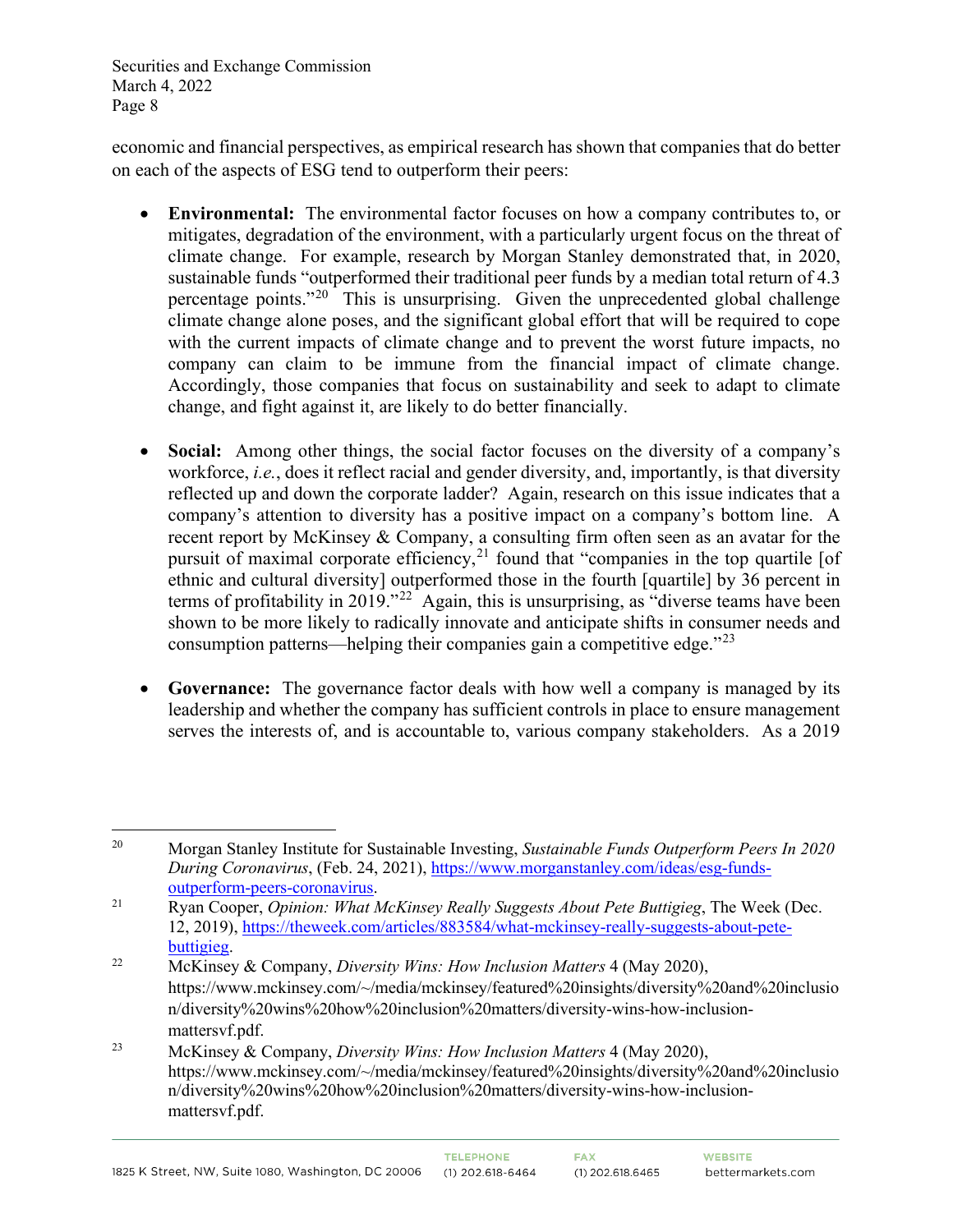economic and financial perspectives, as empirical research has shown that companies that do better on each of the aspects of ESG tend to outperform their peers:

- **Environmental:** The environmental factor focuses on how a company contributes to, or mitigates, degradation of the environment, with a particularly urgent focus on the threat of climate change. For example, research by Morgan Stanley demonstrated that, in 2020, sustainable funds "outperformed their traditional peer funds by a median total return of 4.3 percentage points."[20] This is unsurprising. Given the unprecedented global challenge climate change alone poses, and the significant global effort that will be required to cope with the current impacts of climate change and to prevent the worst future impacts, no company can claim to be immune from the financial impact of climate change. Accordingly, those companies that focus on sustainability and seek to adapt to climate change, and fight against it, are likely to do better financially.

- **Social:** Among other things, the social factor focuses on the diversity of a company's workforce, *i.e.*, does it reflect racial and gender diversity, and, importantly, is that diversity reflected up and down the corporate ladder? Again, research on this issue indicates that a company's attention to diversity has a positive impact on a company's bottom line. A recent report by McKinsey & Company, a consulting firm often seen as an avatar for the pursuit of maximal corporate efficiency,[21] found that "companies in the top quartile [of ethnic and cultural diversity] outperformed those in the fourth [quartile] by 36 percent in terms of profitability in 2019."[22] Again, this is unsurprising, as "diverse teams have been shown to be more likely to radically innovate and anticipate shifts in consumer needs and consumption patterns—helping their companies gain a competitive edge."[23]

- **Governance:** The governance factor deals with how well a company is managed by its leadership and whether the company has sufficient controls in place to ensure management serves the interests of, and is accountable to, various company stakeholders. As a 2019

---

[20] Morgan Stanley Institute for Sustainable Investing, *Sustainable Funds Outperform Peers In 2020 During Coronavirus*, (Feb. 24, 2021), https://www.morganstanley.com/ideas/esg-funds-outperform-peers-coronavirus.

[21] Ryan Cooper, *Opinion: What McKinsey Really Suggests About Pete Buttigieg*, The Week (Dec. 12, 2019), https://theweek.com/articles/883584/what-mckinsey-really-suggests-about-pete-buttigieg.

[22] McKinsey & Company, *Diversity Wins: How Inclusion Matters* 4 (May 2020), https://www.mckinsey.com/~/media/mckinsey/featured%20insights/diversity%20and%20inclusion/diversity%20wins%20how%20inclusion%20matters/diversity-wins-how-inclusion-mattersvf.pdf.

[23] McKinsey & Company, *Diversity Wins: How Inclusion Matters* 4 (May 2020), https://www.mckinsey.com/~/media/mckinsey/featured%20insights/diversity%20and%20inclusion/diversity%20wins%20how%20inclusion%20matters/diversity-wins-how-inclusion-mattersvf.pdf.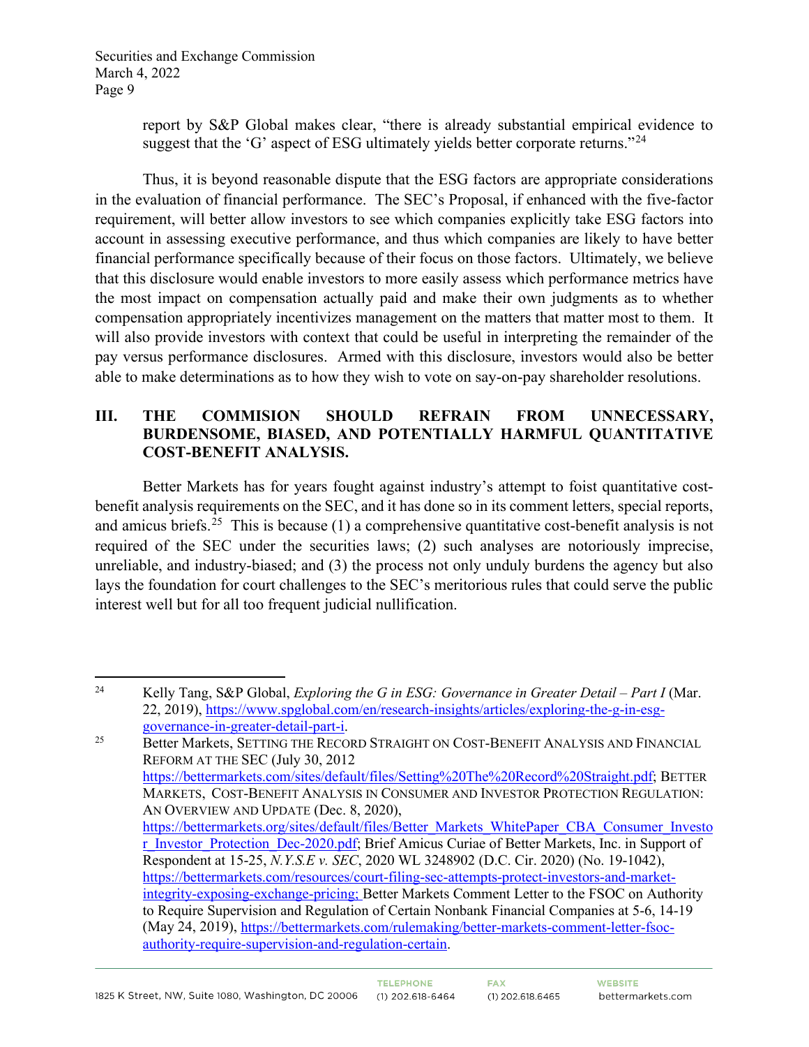report by S&P Global makes clear, "there is already substantial empirical evidence to suggest that the 'G' aspect of ESG ultimately yields better corporate returns."[24]

Thus, it is beyond reasonable dispute that the ESG factors are appropriate considerations in the evaluation of financial performance. The SEC's Proposal, if enhanced with the five-factor requirement, will better allow investors to see which companies explicitly take ESG factors into account in assessing executive performance, and thus which companies are likely to have better financial performance specifically because of their focus on those factors. Ultimately, we believe that this disclosure would enable investors to more easily assess which performance metrics have the most impact on compensation actually paid and make their own judgments as to whether compensation appropriately incentivizes management on the matters that matter most to them. It will also provide investors with context that could be useful in interpreting the remainder of the pay versus performance disclosures. Armed with this disclosure, investors would also be better able to make determinations as to how they wish to vote on say-on-pay shareholder resolutions.

## III. THE COMMISION SHOULD REFRAIN FROM UNNECESSARY, BURDENSOME, BIASED, AND POTENTIALLY HARMFUL QUANTITATIVE COST-BENEFIT ANALYSIS.

Better Markets has for years fought against industry's attempt to foist quantitative cost-benefit analysis requirements on the SEC, and it has done so in its comment letters, special reports, and amicus briefs.[25] This is because (1) a comprehensive quantitative cost-benefit analysis is not required of the SEC under the securities laws; (2) such analyses are notoriously imprecise, unreliable, and industry-biased; and (3) the process not only unduly burdens the agency but also lays the foundation for court challenges to the SEC's meritorious rules that could serve the public interest well but for all too frequent judicial nullification.

---

[24] Kelly Tang, S&P Global, *Exploring the G in ESG: Governance in Greater Detail – Part I* (Mar. 22, 2019), https://www.spglobal.com/en/research-insights/articles/exploring-the-g-in-esg-governance-in-greater-detail-part-i.

[25] Better Markets, SETTING THE RECORD STRAIGHT ON COST-BENEFIT ANALYSIS AND FINANCIAL REFORM AT THE SEC (July 30, 2012 https://bettermarkets.com/sites/default/files/Setting%20The%20Record%20Straight.pdf; BETTER MARKETS, COST-BENEFIT ANALYSIS IN CONSUMER AND INVESTOR PROTECTION REGULATION: AN OVERVIEW AND UPDATE (Dec. 8, 2020), https://bettermarkets.org/sites/default/files/Better_Markets_WhitePaper_CBA_Consumer_Investor_Investor_Protection_Dec-2020.pdf; Brief Amicus Curiae of Better Markets, Inc. in Support of Respondent at 15-25, *N.Y.S.E v. SEC*, 2020 WL 3248902 (D.C. Cir. 2020) (No. 19-1042), https://bettermarkets.com/resources/court-filing-sec-attempts-protect-investors-and-market-integrity-exposing-exchange-pricing; Better Markets Comment Letter to the FSOC on Authority to Require Supervision and Regulation of Certain Nonbank Financial Companies at 5-6, 14-19 (May 24, 2019), https://bettermarkets.com/rulemaking/better-markets-comment-letter-fsoc-authority-require-supervision-and-regulation-certain.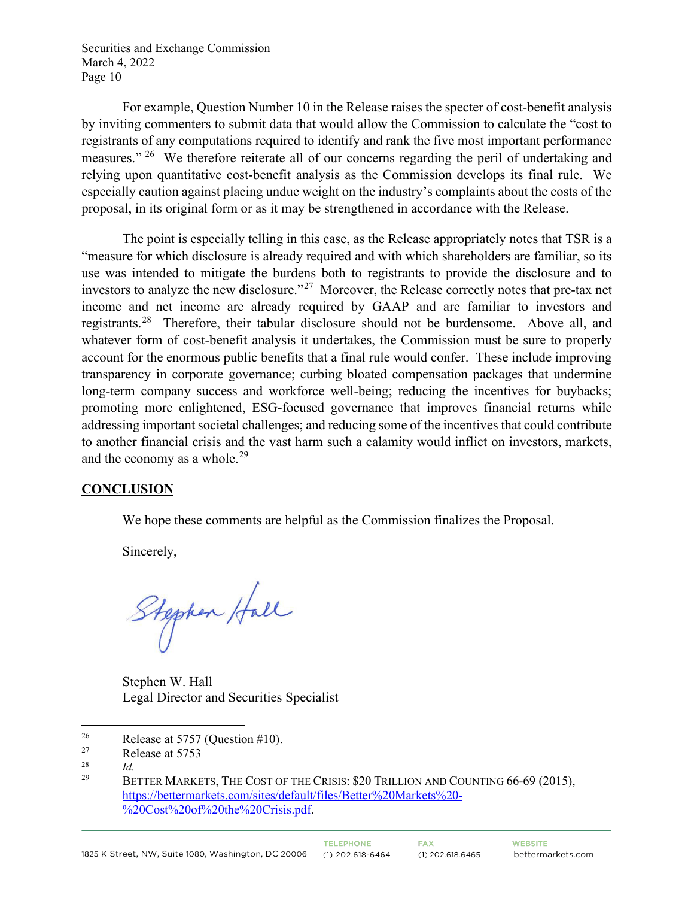For example, Question Number 10 in the Release raises the specter of cost-benefit analysis by inviting commenters to submit data that would allow the Commission to calculate the "cost to registrants of any computations required to identify and rank the five most important performance measures."[26] We therefore reiterate all of our concerns regarding the peril of undertaking and relying upon quantitative cost-benefit analysis as the Commission develops its final rule. We especially caution against placing undue weight on the industry's complaints about the costs of the proposal, in its original form or as it may be strengthened in accordance with the Release.

The point is especially telling in this case, as the Release appropriately notes that TSR is a "measure for which disclosure is already required and with which shareholders are familiar, so its use was intended to mitigate the burdens both to registrants to provide the disclosure and to investors to analyze the new disclosure."[27] Moreover, the Release correctly notes that pre-tax net income and net income are already required by GAAP and are familiar to investors and registrants.[28] Therefore, their tabular disclosure should not be burdensome. Above all, and whatever form of cost-benefit analysis it undertakes, the Commission must be sure to properly account for the enormous public benefits that a final rule would confer. These include improving transparency in corporate governance; curbing bloated compensation packages that undermine long-term company success and workforce well-being; reducing the incentives for buybacks; promoting more enlightened, ESG-focused governance that improves financial returns while addressing important societal challenges; and reducing some of the incentives that could contribute to another financial crisis and the vast harm such a calamity would inflict on investors, markets, and the economy as a whole.[29]

## CONCLUSION

We hope these comments are helpful as the Commission finalizes the Proposal.

Sincerely,

Stephen W. Hall
Legal Director and Securities Specialist

---

[26] Release at 5757 (Question #10).

[27] Release at 5753

[28] *Id.*

[29] BETTER MARKETS, THE COST OF THE CRISIS: $20 TRILLION AND COUNTING 66-69 (2015), https://bettermarkets.com/sites/default/files/Better%20Markets%20-%20Cost%20of%20the%20Crisis.pdf.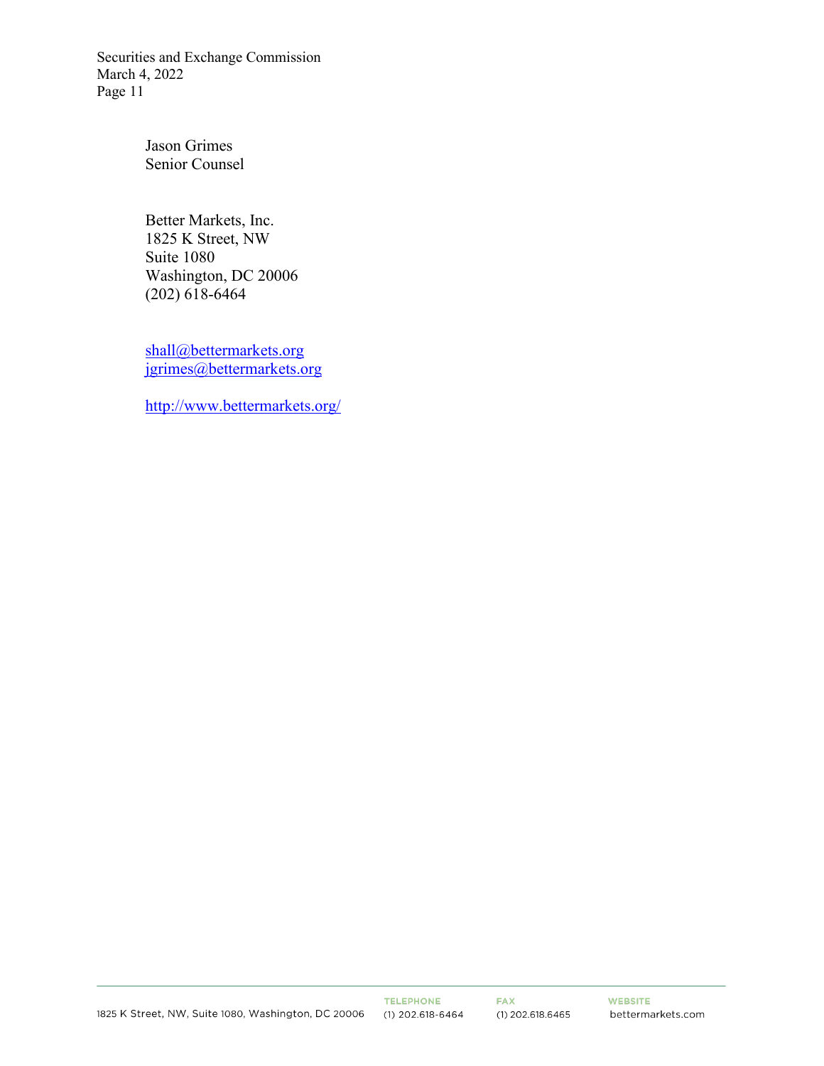Jason Grimes
Senior Counsel

Better Markets, Inc.
1825 K Street, NW
Suite 1080
Washington, DC 20006
(202) 618-6464

shall@bettermarkets.org
jgrimes@bettermarkets.org

http://www.bettermarkets.org/